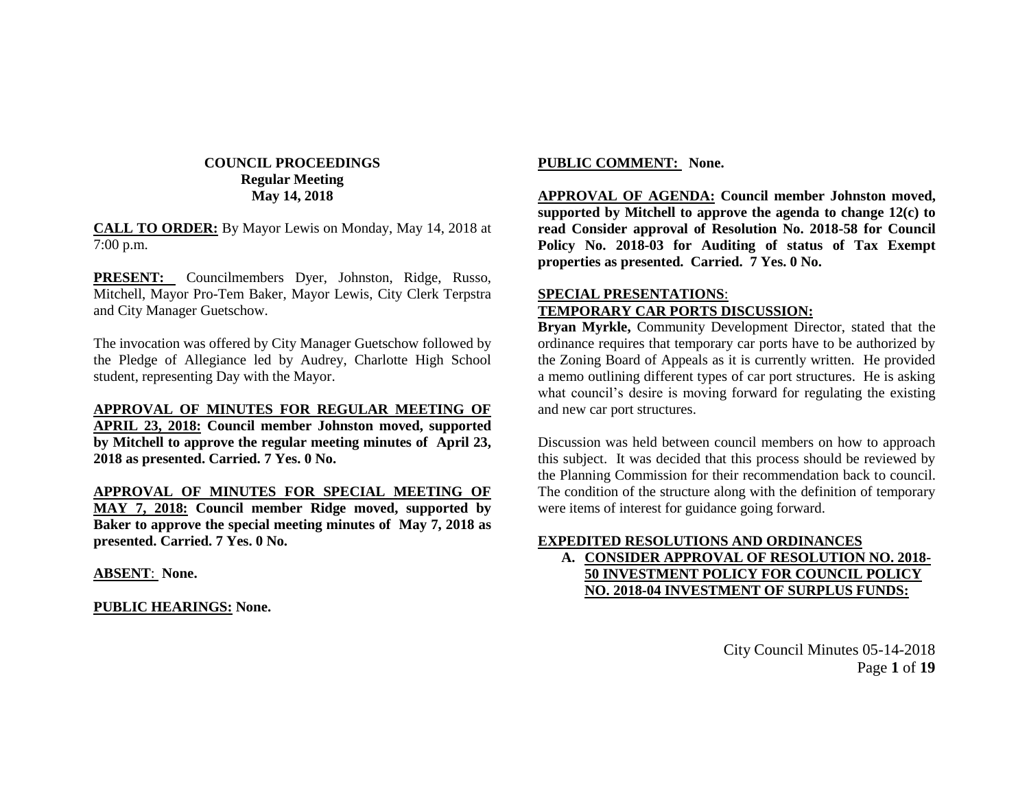# COUNCIL PROCEEDINGS
## Regular Meeting
## May 14, 2018

**CALL TO ORDER:** By Mayor Lewis on Monday, May 14, 2018 at 7:00 p.m.

**PRESENT:** Councilmembers Dyer, Johnston, Ridge, Russo, Mitchell, Mayor Pro-Tem Baker, Mayor Lewis, City Clerk Terpstra and City Manager Guetschow.

The invocation was offered by City Manager Guetschow followed by the Pledge of Allegiance led by Audrey, Charlotte High School student, representing Day with the Mayor.

**APPROVAL OF MINUTES FOR REGULAR MEETING OF APRIL 23, 2018: Council member Johnston moved, supported by Mitchell to approve the regular meeting minutes of April 23, 2018 as presented. Carried. 7 Yes. 0 No.**

**APPROVAL OF MINUTES FOR SPECIAL MEETING OF MAY 7, 2018: Council member Ridge moved, supported by Baker to approve the special meeting minutes of May 7, 2018 as presented. Carried. 7 Yes. 0 No.**

**ABSENT: None.**

**PUBLIC HEARINGS: None.**

**PUBLIC COMMENT: None.**

**APPROVAL OF AGENDA: Council member Johnston moved, supported by Mitchell to approve the agenda to change 12(c) to read Consider approval of Resolution No. 2018-58 for Council Policy No. 2018-03 for Auditing of status of Tax Exempt properties as presented. Carried. 7 Yes. 0 No.**

**SPECIAL PRESENTATIONS:**

**TEMPORARY CAR PORTS DISCUSSION:**

**Bryan Myrkle,** Community Development Director, stated that the ordinance requires that temporary car ports have to be authorized by the Zoning Board of Appeals as it is currently written. He provided a memo outlining different types of car port structures. He is asking what council's desire is moving forward for regulating the existing and new car port structures.

Discussion was held between council members on how to approach this subject. It was decided that this process should be reviewed by the Planning Commission for their recommendation back to council. The condition of the structure along with the definition of temporary were items of interest for guidance going forward.

**EXPEDITED RESOLUTIONS AND ORDINANCES**

**A. CONSIDER APPROVAL OF RESOLUTION NO. 2018-50 INVESTMENT POLICY FOR COUNCIL POLICY NO. 2018-04 INVESTMENT OF SURPLUS FUNDS:**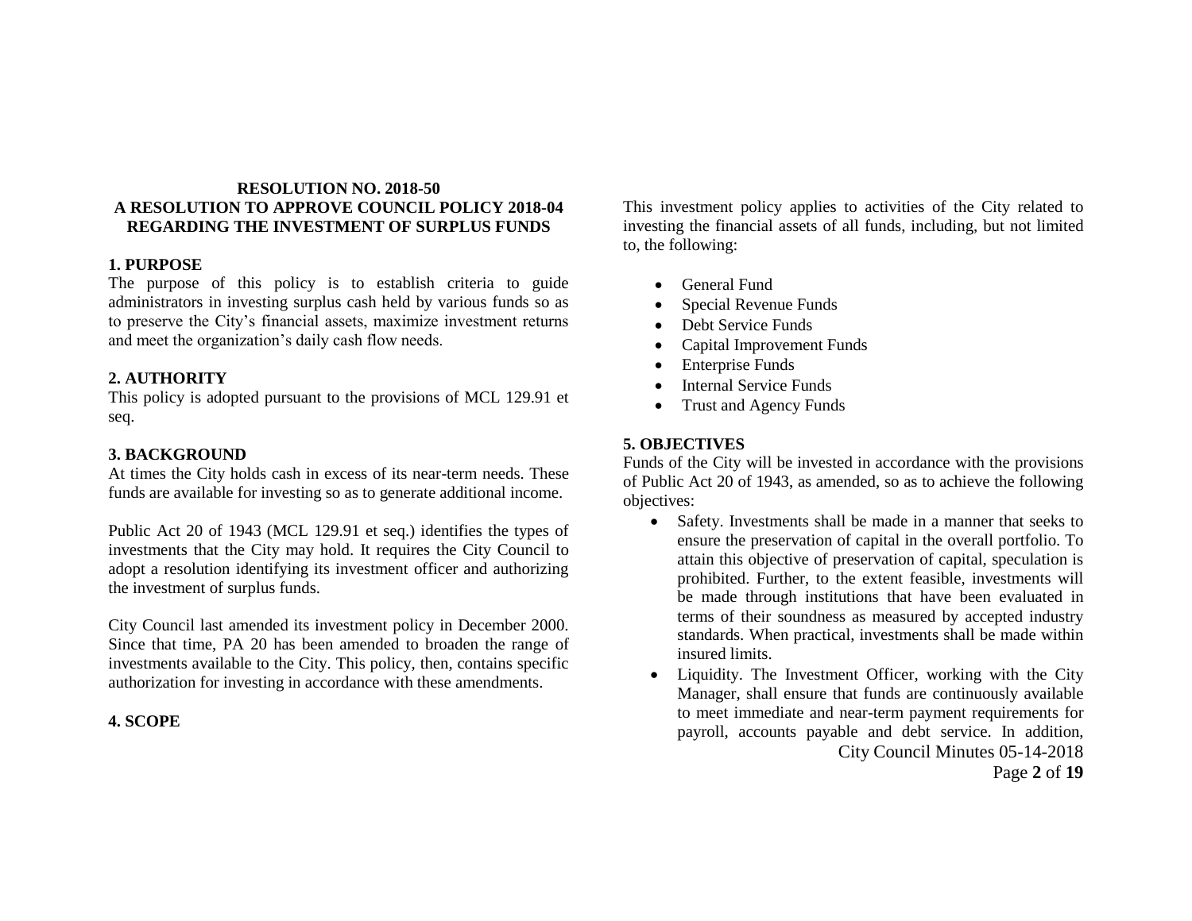**RESOLUTION NO. 2018-50**
**A RESOLUTION TO APPROVE COUNCIL POLICY 2018-04 REGARDING THE INVESTMENT OF SURPLUS FUNDS**

## 1. PURPOSE

The purpose of this policy is to establish criteria to guide administrators in investing surplus cash held by various funds so as to preserve the City's financial assets, maximize investment returns and meet the organization's daily cash flow needs.

## 2. AUTHORITY

This policy is adopted pursuant to the provisions of MCL 129.91 et seq.

## 3. BACKGROUND

At times the City holds cash in excess of its near-term needs. These funds are available for investing so as to generate additional income.

Public Act 20 of 1943 (MCL 129.91 et seq.) identifies the types of investments that the City may hold. It requires the City Council to adopt a resolution identifying its investment officer and authorizing the investment of surplus funds.

City Council last amended its investment policy in December 2000. Since that time, PA 20 has been amended to broaden the range of investments available to the City. This policy, then, contains specific authorization for investing in accordance with these amendments.

## 4. SCOPE

This investment policy applies to activities of the City related to investing the financial assets of all funds, including, but not limited to, the following:

- General Fund
- Special Revenue Funds
- Debt Service Funds
- Capital Improvement Funds
- Enterprise Funds
- Internal Service Funds
- Trust and Agency Funds

## 5. OBJECTIVES

Funds of the City will be invested in accordance with the provisions of Public Act 20 of 1943, as amended, so as to achieve the following objectives:

- Safety. Investments shall be made in a manner that seeks to ensure the preservation of capital in the overall portfolio. To attain this objective of preservation of capital, speculation is prohibited. Further, to the extent feasible, investments will be made through institutions that have been evaluated in terms of their soundness as measured by accepted industry standards. When practical, investments shall be made within insured limits.
- Liquidity. The Investment Officer, working with the City Manager, shall ensure that funds are continuously available to meet immediate and near-term payment requirements for payroll, accounts payable and debt service. In addition,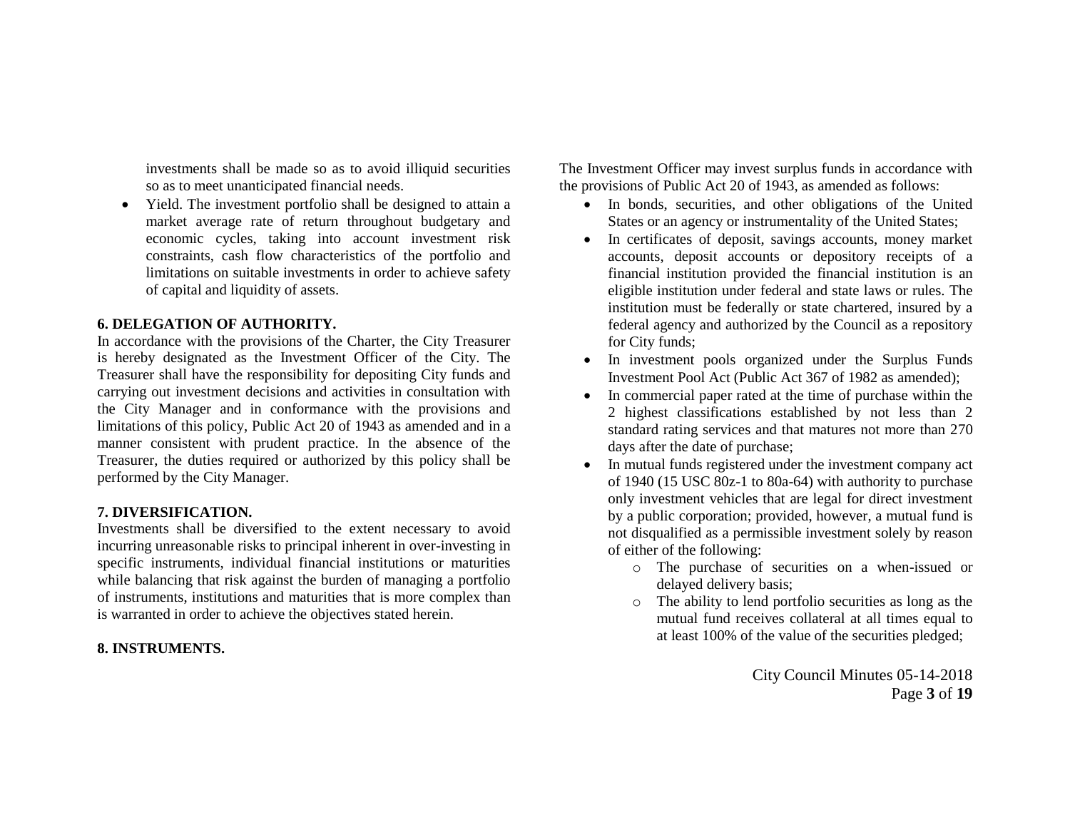investments shall be made so as to avoid illiquid securities so as to meet unanticipated financial needs.

- Yield. The investment portfolio shall be designed to attain a market average rate of return throughout budgetary and economic cycles, taking into account investment risk constraints, cash flow characteristics of the portfolio and limitations on suitable investments in order to achieve safety of capital and liquidity of assets.

**6. DELEGATION OF AUTHORITY.**

In accordance with the provisions of the Charter, the City Treasurer is hereby designated as the Investment Officer of the City. The Treasurer shall have the responsibility for depositing City funds and carrying out investment decisions and activities in consultation with the City Manager and in conformance with the provisions and limitations of this policy, Public Act 20 of 1943 as amended and in a manner consistent with prudent practice. In the absence of the Treasurer, the duties required or authorized by this policy shall be performed by the City Manager.

**7. DIVERSIFICATION.**

Investments shall be diversified to the extent necessary to avoid incurring unreasonable risks to principal inherent in over-investing in specific instruments, individual financial institutions or maturities while balancing that risk against the burden of managing a portfolio of instruments, institutions and maturities that is more complex than is warranted in order to achieve the objectives stated herein.

**8. INSTRUMENTS.**

The Investment Officer may invest surplus funds in accordance with the provisions of Public Act 20 of 1943, as amended as follows:

- In bonds, securities, and other obligations of the United States or an agency or instrumentality of the United States;
- In certificates of deposit, savings accounts, money market accounts, deposit accounts or depository receipts of a financial institution provided the financial institution is an eligible institution under federal and state laws or rules. The institution must be federally or state chartered, insured by a federal agency and authorized by the Council as a repository for City funds;
- In investment pools organized under the Surplus Funds Investment Pool Act (Public Act 367 of 1982 as amended);
- In commercial paper rated at the time of purchase within the 2 highest classifications established by not less than 2 standard rating services and that matures not more than 270 days after the date of purchase;
- In mutual funds registered under the investment company act of 1940 (15 USC 80z-1 to 80a-64) with authority to purchase only investment vehicles that are legal for direct investment by a public corporation; provided, however, a mutual fund is not disqualified as a permissible investment solely by reason of either of the following:
  - The purchase of securities on a when-issued or delayed delivery basis;
  - The ability to lend portfolio securities as long as the mutual fund receives collateral at all times equal to at least 100% of the value of the securities pledged;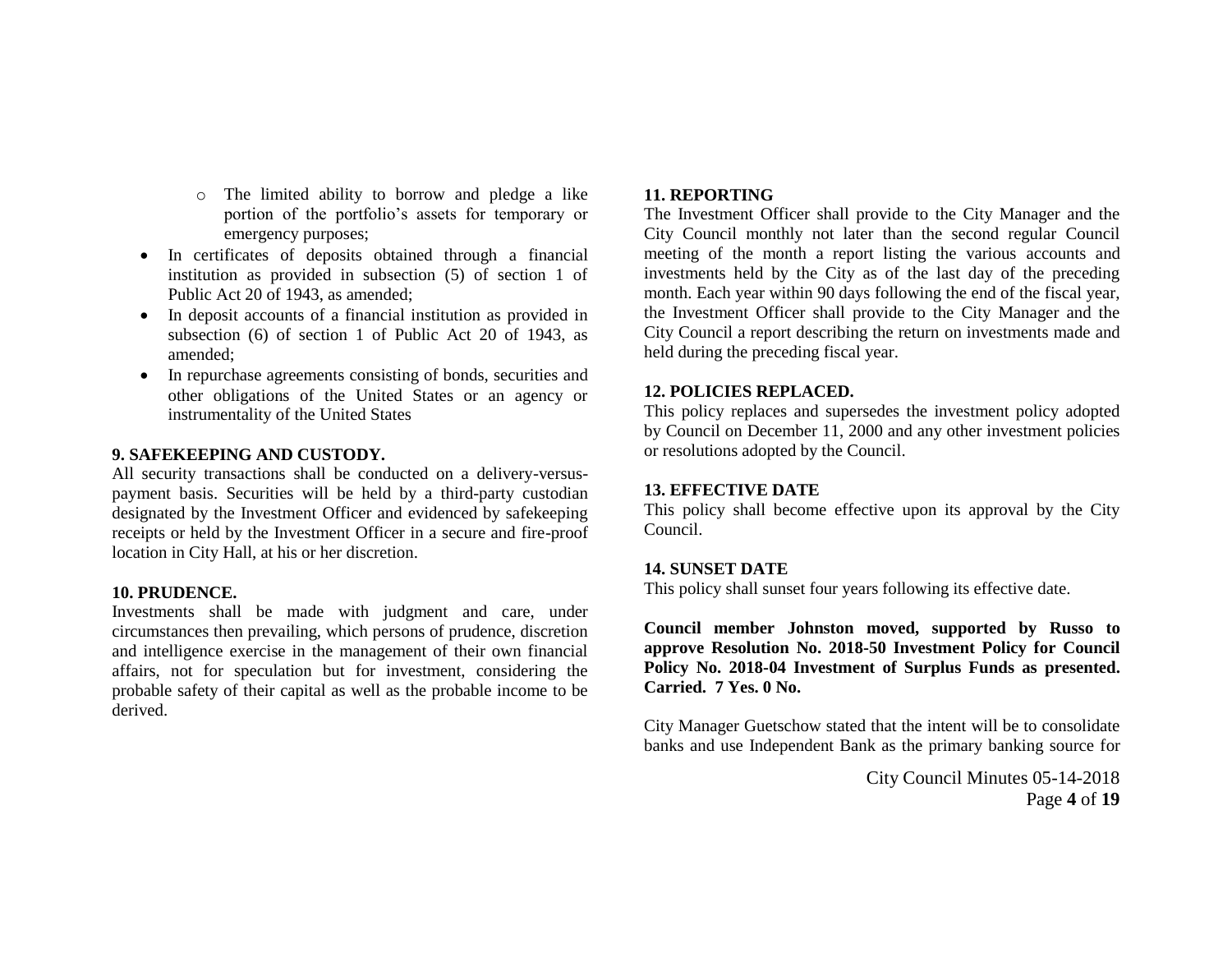- The limited ability to borrow and pledge a like portion of the portfolio's assets for temporary or emergency purposes;
- In certificates of deposits obtained through a financial institution as provided in subsection (5) of section 1 of Public Act 20 of 1943, as amended;
- In deposit accounts of a financial institution as provided in subsection (6) of section 1 of Public Act 20 of 1943, as amended;
- In repurchase agreements consisting of bonds, securities and other obligations of the United States or an agency or instrumentality of the United States

**9. SAFEKEEPING AND CUSTODY.**
All security transactions shall be conducted on a delivery-versus-payment basis. Securities will be held by a third-party custodian designated by the Investment Officer and evidenced by safekeeping receipts or held by the Investment Officer in a secure and fire-proof location in City Hall, at his or her discretion.

**10. PRUDENCE.**
Investments shall be made with judgment and care, under circumstances then prevailing, which persons of prudence, discretion and intelligence exercise in the management of their own financial affairs, not for speculation but for investment, considering the probable safety of their capital as well as the probable income to be derived.

**11. REPORTING**
The Investment Officer shall provide to the City Manager and the City Council monthly not later than the second regular Council meeting of the month a report listing the various accounts and investments held by the City as of the last day of the preceding month. Each year within 90 days following the end of the fiscal year, the Investment Officer shall provide to the City Manager and the City Council a report describing the return on investments made and held during the preceding fiscal year.

**12. POLICIES REPLACED.**
This policy replaces and supersedes the investment policy adopted by Council on December 11, 2000 and any other investment policies or resolutions adopted by the Council.

**13. EFFECTIVE DATE**
This policy shall become effective upon its approval by the City Council.

**14. SUNSET DATE**
This policy shall sunset four years following its effective date.

**Council member Johnston moved, supported by Russo to approve Resolution No. 2018-50 Investment Policy for Council Policy No. 2018-04 Investment of Surplus Funds as presented. Carried. 7 Yes. 0 No.**

City Manager Guetschow stated that the intent will be to consolidate banks and use Independent Bank as the primary banking source for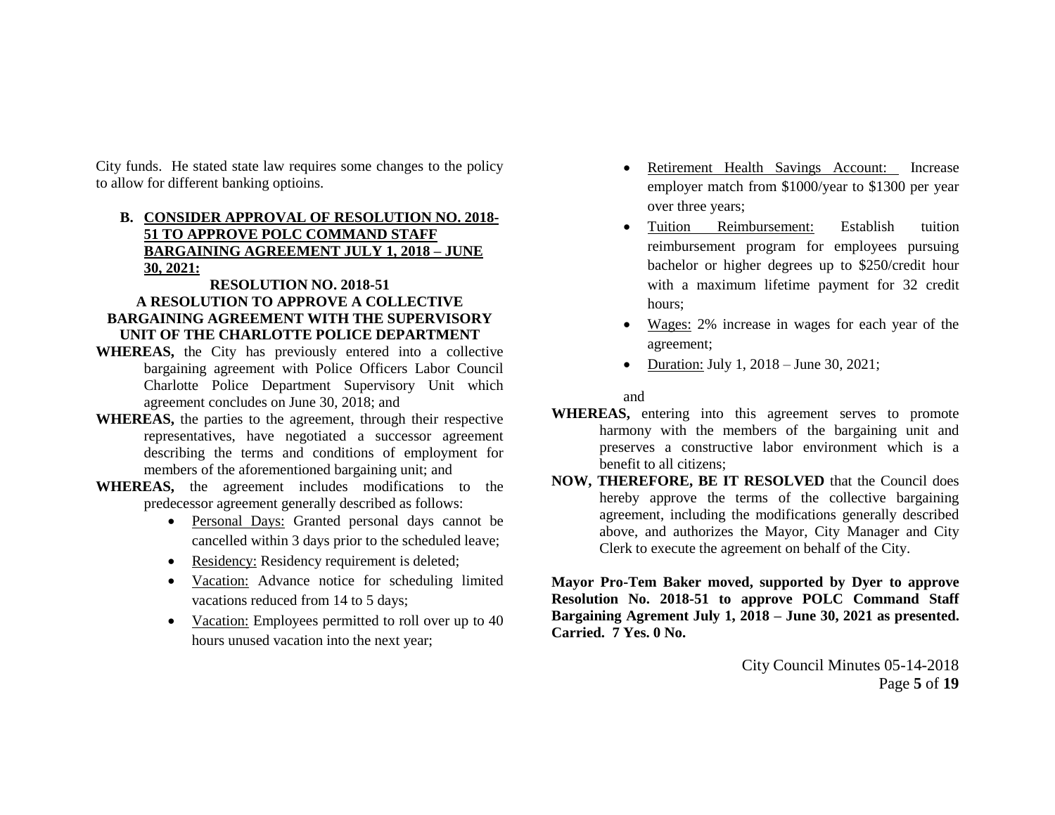City funds. He stated state law requires some changes to the policy to allow for different banking optioins.

**B. CONSIDER APPROVAL OF RESOLUTION NO. 2018-51 TO APPROVE POLC COMMAND STAFF BARGAINING AGREEMENT JULY 1, 2018 – JUNE 30, 2021:**

**RESOLUTION NO. 2018-51**
**A RESOLUTION TO APPROVE A COLLECTIVE BARGAINING AGREEMENT WITH THE SUPERVISORY UNIT OF THE CHARLOTTE POLICE DEPARTMENT**

**WHEREAS,** the City has previously entered into a collective bargaining agreement with Police Officers Labor Council Charlotte Police Department Supervisory Unit which agreement concludes on June 30, 2018; and

**WHEREAS,** the parties to the agreement, through their respective representatives, have negotiated a successor agreement describing the terms and conditions of employment for members of the aforementioned bargaining unit; and

**WHEREAS,** the agreement includes modifications to the predecessor agreement generally described as follows:

- Personal Days: Granted personal days cannot be cancelled within 3 days prior to the scheduled leave;
- Residency: Residency requirement is deleted;
- Vacation: Advance notice for scheduling limited vacations reduced from 14 to 5 days;
- Vacation: Employees permitted to roll over up to 40 hours unused vacation into the next year;
- Retirement Health Savings Account: Increase employer match from $1000/year to $1300 per year over three years;
- Tuition Reimbursement: Establish tuition reimbursement program for employees pursuing bachelor or higher degrees up to $250/credit hour with a maximum lifetime payment for 32 credit hours;
- Wages: 2% increase in wages for each year of the agreement;
- Duration: July 1, 2018 – June 30, 2021;

and

**WHEREAS,** entering into this agreement serves to promote harmony with the members of the bargaining unit and preserves a constructive labor environment which is a benefit to all citizens;

**NOW, THEREFORE, BE IT RESOLVED** that the Council does hereby approve the terms of the collective bargaining agreement, including the modifications generally described above, and authorizes the Mayor, City Manager and City Clerk to execute the agreement on behalf of the City.

**Mayor Pro-Tem Baker moved, supported by Dyer to approve Resolution No. 2018-51 to approve POLC Command Staff Bargaining Agrement July 1, 2018 – June 30, 2021 as presented. Carried. 7 Yes. 0 No.**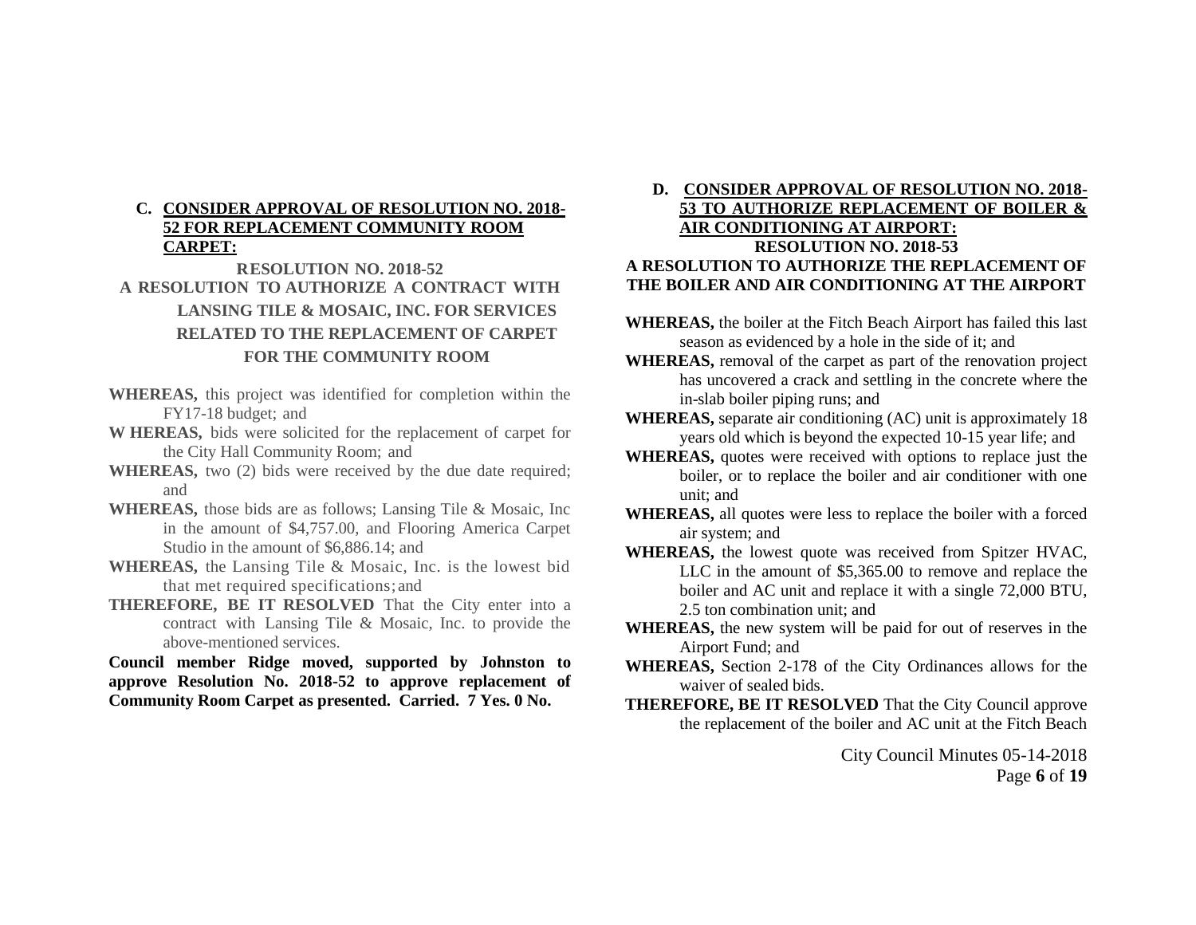### C. CONSIDER APPROVAL OF RESOLUTION NO. 2018-52 FOR REPLACEMENT COMMUNITY ROOM CARPET:

**RESOLUTION NO. 2018-52**

**A RESOLUTION TO AUTHORIZE A CONTRACT WITH LANSING TILE & MOSAIC, INC. FOR SERVICES RELATED TO THE REPLACEMENT OF CARPET FOR THE COMMUNITY ROOM**

**WHEREAS,** this project was identified for completion within the FY17-18 budget; and

**W HEREAS,** bids were solicited for the replacement of carpet for the City Hall Community Room; and

**WHEREAS,** two (2) bids were received by the due date required; and

**WHEREAS,** those bids are as follows; Lansing Tile & Mosaic, Inc in the amount of $4,757.00, and Flooring America Carpet Studio in the amount of $6,886.14; and

**WHEREAS,** the Lansing Tile & Mosaic, Inc. is the lowest bid that met required specifications; and

**THEREFORE, BE IT RESOLVED** That the City enter into a contract with Lansing Tile & Mosaic, Inc. to provide the above-mentioned services.

**Council member Ridge moved, supported by Johnston to approve Resolution No. 2018-52 to approve replacement of Community Room Carpet as presented. Carried. 7 Yes. 0 No.**

### D. CONSIDER APPROVAL OF RESOLUTION NO. 2018-53 TO AUTHORIZE REPLACEMENT OF BOILER & AIR CONDITIONING AT AIRPORT:

**RESOLUTION NO. 2018-53**

**A RESOLUTION TO AUTHORIZE THE REPLACEMENT OF THE BOILER AND AIR CONDITIONING AT THE AIRPORT**

**WHEREAS,** the boiler at the Fitch Beach Airport has failed this last season as evidenced by a hole in the side of it; and

**WHEREAS,** removal of the carpet as part of the renovation project has uncovered a crack and settling in the concrete where the in-slab boiler piping runs; and

**WHEREAS,** separate air conditioning (AC) unit is approximately 18 years old which is beyond the expected 10-15 year life; and

**WHEREAS,** quotes were received with options to replace just the boiler, or to replace the boiler and air conditioner with one unit; and

**WHEREAS,** all quotes were less to replace the boiler with a forced air system; and

**WHEREAS,** the lowest quote was received from Spitzer HVAC, LLC in the amount of $5,365.00 to remove and replace the boiler and AC unit and replace it with a single 72,000 BTU, 2.5 ton combination unit; and

**WHEREAS,** the new system will be paid for out of reserves in the Airport Fund; and

**WHEREAS,** Section 2-178 of the City Ordinances allows for the waiver of sealed bids.

**THEREFORE, BE IT RESOLVED** That the City Council approve the replacement of the boiler and AC unit at the Fitch Beach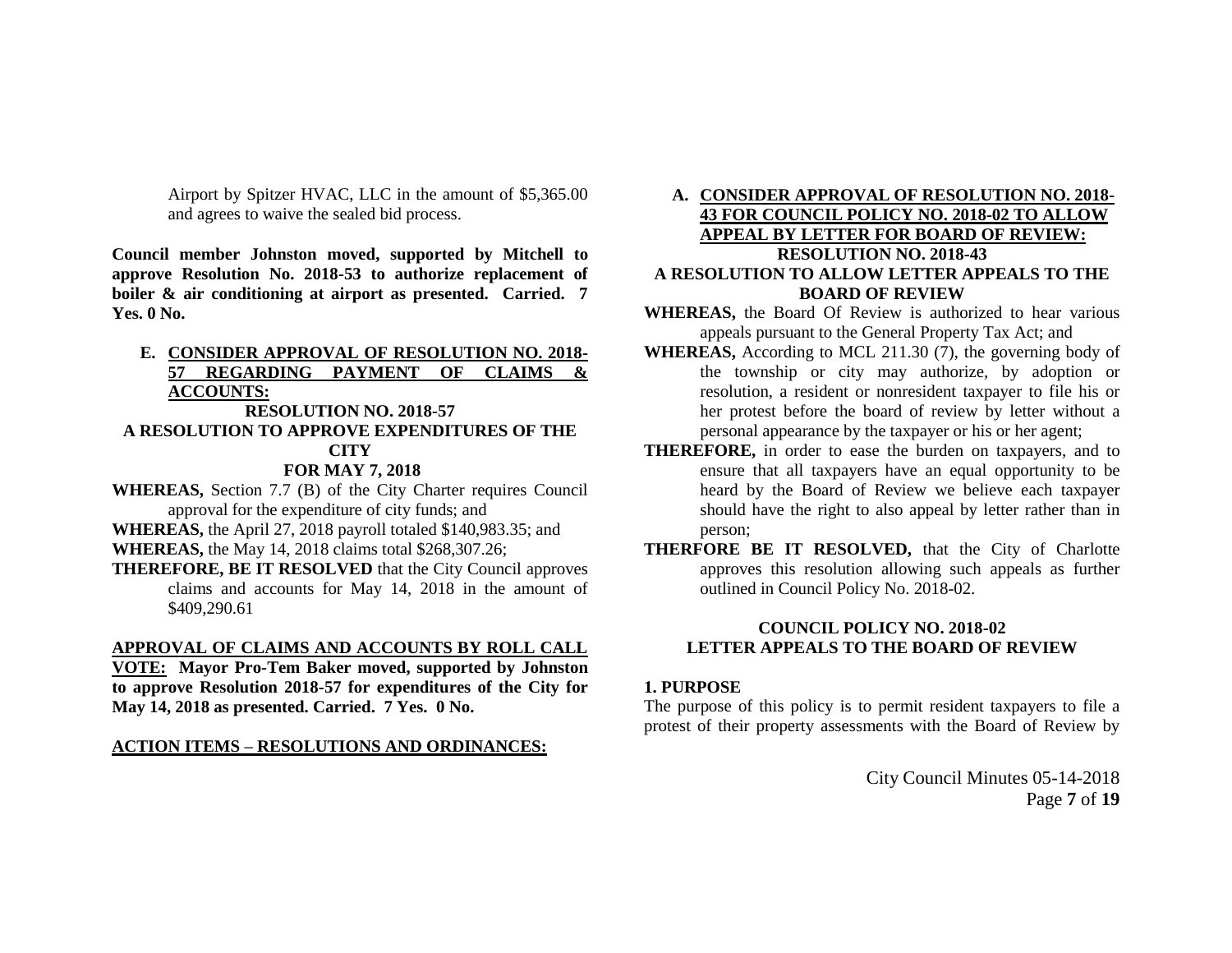Airport by Spitzer HVAC, LLC in the amount of $5,365.00 and agrees to waive the sealed bid process.

**Council member Johnston moved, supported by Mitchell to approve Resolution No. 2018-53 to authorize replacement of boiler & air conditioning at airport as presented. Carried. 7 Yes. 0 No.**

**E. <u>CONSIDER APPROVAL OF RESOLUTION NO. 2018-57 REGARDING PAYMENT OF CLAIMS & ACCOUNTS:</u>**

**RESOLUTION NO. 2018-57**

**A RESOLUTION TO APPROVE EXPENDITURES OF THE CITY**

**FOR MAY 7, 2018**

**WHEREAS,** Section 7.7 (B) of the City Charter requires Council approval for the expenditure of city funds; and

**WHEREAS,** the April 27, 2018 payroll totaled $140,983.35; and

**WHEREAS,** the May 14, 2018 claims total $268,307.26;

**THEREFORE, BE IT RESOLVED** that the City Council approves claims and accounts for May 14, 2018 in the amount of $409,290.61

**<u>APPROVAL OF CLAIMS AND ACCOUNTS BY ROLL CALL VOTE:</u> Mayor Pro-Tem Baker moved, supported by Johnston to approve Resolution 2018-57 for expenditures of the City for May 14, 2018 as presented. Carried. 7 Yes. 0 No.**

**<u>ACTION ITEMS – RESOLUTIONS AND ORDINANCES:</u>**

**A. <u>CONSIDER APPROVAL OF RESOLUTION NO. 2018-43 FOR COUNCIL POLICY NO. 2018-02 TO ALLOW APPEAL BY LETTER FOR BOARD OF REVIEW:</u>**

**RESOLUTION NO. 2018-43**

**A RESOLUTION TO ALLOW LETTER APPEALS TO THE BOARD OF REVIEW**

**WHEREAS,** the Board Of Review is authorized to hear various appeals pursuant to the General Property Tax Act; and

**WHEREAS,** According to MCL 211.30 (7), the governing body of the township or city may authorize, by adoption or resolution, a resident or nonresident taxpayer to file his or her protest before the board of review by letter without a personal appearance by the taxpayer or his or her agent;

**THEREFORE,** in order to ease the burden on taxpayers, and to ensure that all taxpayers have an equal opportunity to be heard by the Board of Review we believe each taxpayer should have the right to also appeal by letter rather than in person;

**THERFORE BE IT RESOLVED,** that the City of Charlotte approves this resolution allowing such appeals as further outlined in Council Policy No. 2018-02.

**COUNCIL POLICY NO. 2018-02**

**LETTER APPEALS TO THE BOARD OF REVIEW**

**1. PURPOSE**

The purpose of this policy is to permit resident taxpayers to file a protest of their property assessments with the Board of Review by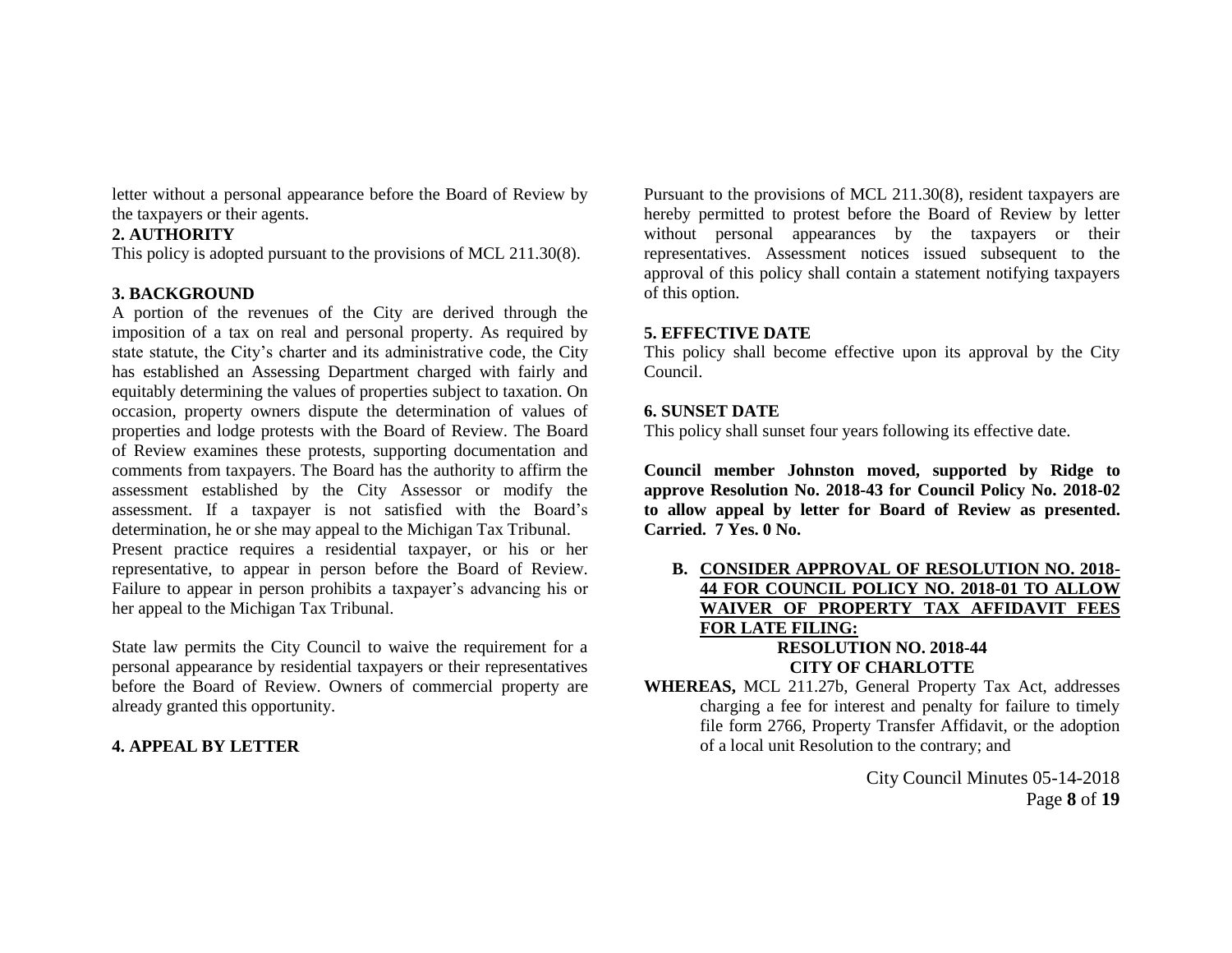letter without a personal appearance before the Board of Review by the taxpayers or their agents.

**2. AUTHORITY**

This policy is adopted pursuant to the provisions of MCL 211.30(8).

**3. BACKGROUND**

A portion of the revenues of the City are derived through the imposition of a tax on real and personal property. As required by state statute, the City's charter and its administrative code, the City has established an Assessing Department charged with fairly and equitably determining the values of properties subject to taxation. On occasion, property owners dispute the determination of values of properties and lodge protests with the Board of Review. The Board of Review examines these protests, supporting documentation and comments from taxpayers. The Board has the authority to affirm the assessment established by the City Assessor or modify the assessment. If a taxpayer is not satisfied with the Board's determination, he or she may appeal to the Michigan Tax Tribunal.

Present practice requires a residential taxpayer, or his or her representative, to appear in person before the Board of Review. Failure to appear in person prohibits a taxpayer's advancing his or her appeal to the Michigan Tax Tribunal.

State law permits the City Council to waive the requirement for a personal appearance by residential taxpayers or their representatives before the Board of Review. Owners of commercial property are already granted this opportunity.

**4. APPEAL BY LETTER**

Pursuant to the provisions of MCL 211.30(8), resident taxpayers are hereby permitted to protest before the Board of Review by letter without personal appearances by the taxpayers or their representatives. Assessment notices issued subsequent to the approval of this policy shall contain a statement notifying taxpayers of this option.

**5. EFFECTIVE DATE**

This policy shall become effective upon its approval by the City Council.

**6. SUNSET DATE**

This policy shall sunset four years following its effective date.

**Council member Johnston moved, supported by Ridge to approve Resolution No. 2018-43 for Council Policy No. 2018-02 to allow appeal by letter for Board of Review as presented. Carried. 7 Yes. 0 No.**

**B. <u>CONSIDER APPROVAL OF RESOLUTION NO. 2018-44 FOR COUNCIL POLICY NO. 2018-01 TO ALLOW WAIVER OF PROPERTY TAX AFFIDAVIT FEES FOR LATE FILING:</u>**

**RESOLUTION NO. 2018-44**
**CITY OF CHARLOTTE**

**WHEREAS,** MCL 211.27b, General Property Tax Act, addresses charging a fee for interest and penalty for failure to timely file form 2766, Property Transfer Affidavit, or the adoption of a local unit Resolution to the contrary; and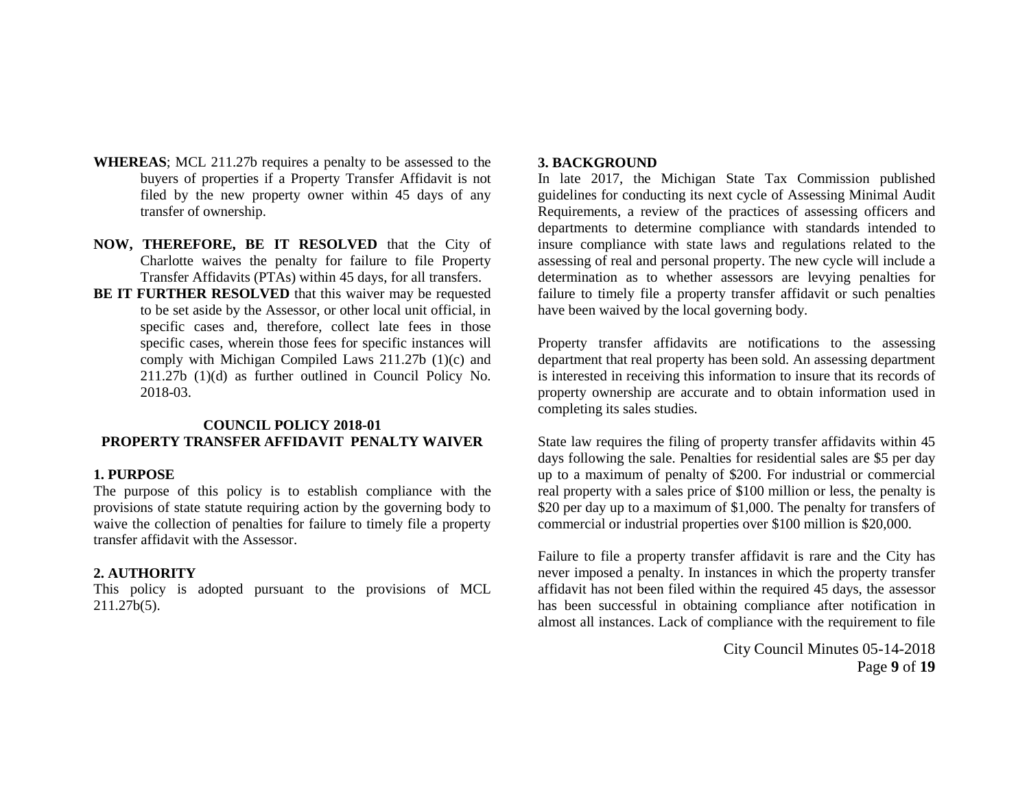**WHEREAS**; MCL 211.27b requires a penalty to be assessed to the buyers of properties if a Property Transfer Affidavit is not filed by the new property owner within 45 days of any transfer of ownership.

**NOW, THEREFORE, BE IT RESOLVED** that the City of Charlotte waives the penalty for failure to file Property Transfer Affidavits (PTAs) within 45 days, for all transfers.

**BE IT FURTHER RESOLVED** that this waiver may be requested to be set aside by the Assessor, or other local unit official, in specific cases and, therefore, collect late fees in those specific cases, wherein those fees for specific instances will comply with Michigan Compiled Laws 211.27b (1)(c) and 211.27b (1)(d) as further outlined in Council Policy No. 2018-03.

**COUNCIL POLICY 2018-01**
**PROPERTY TRANSFER AFFIDAVIT PENALTY WAIVER**

**1. PURPOSE**

The purpose of this policy is to establish compliance with the provisions of state statute requiring action by the governing body to waive the collection of penalties for failure to timely file a property transfer affidavit with the Assessor.

**2. AUTHORITY**

This policy is adopted pursuant to the provisions of MCL 211.27b(5).

**3. BACKGROUND**

In late 2017, the Michigan State Tax Commission published guidelines for conducting its next cycle of Assessing Minimal Audit Requirements, a review of the practices of assessing officers and departments to determine compliance with standards intended to insure compliance with state laws and regulations related to the assessing of real and personal property. The new cycle will include a determination as to whether assessors are levying penalties for failure to timely file a property transfer affidavit or such penalties have been waived by the local governing body.

Property transfer affidavits are notifications to the assessing department that real property has been sold. An assessing department is interested in receiving this information to insure that its records of property ownership are accurate and to obtain information used in completing its sales studies.

State law requires the filing of property transfer affidavits within 45 days following the sale. Penalties for residential sales are $5 per day up to a maximum of penalty of $200. For industrial or commercial real property with a sales price of $100 million or less, the penalty is $20 per day up to a maximum of $1,000. The penalty for transfers of commercial or industrial properties over $100 million is $20,000.

Failure to file a property transfer affidavit is rare and the City has never imposed a penalty. In instances in which the property transfer affidavit has not been filed within the required 45 days, the assessor has been successful in obtaining compliance after notification in almost all instances. Lack of compliance with the requirement to file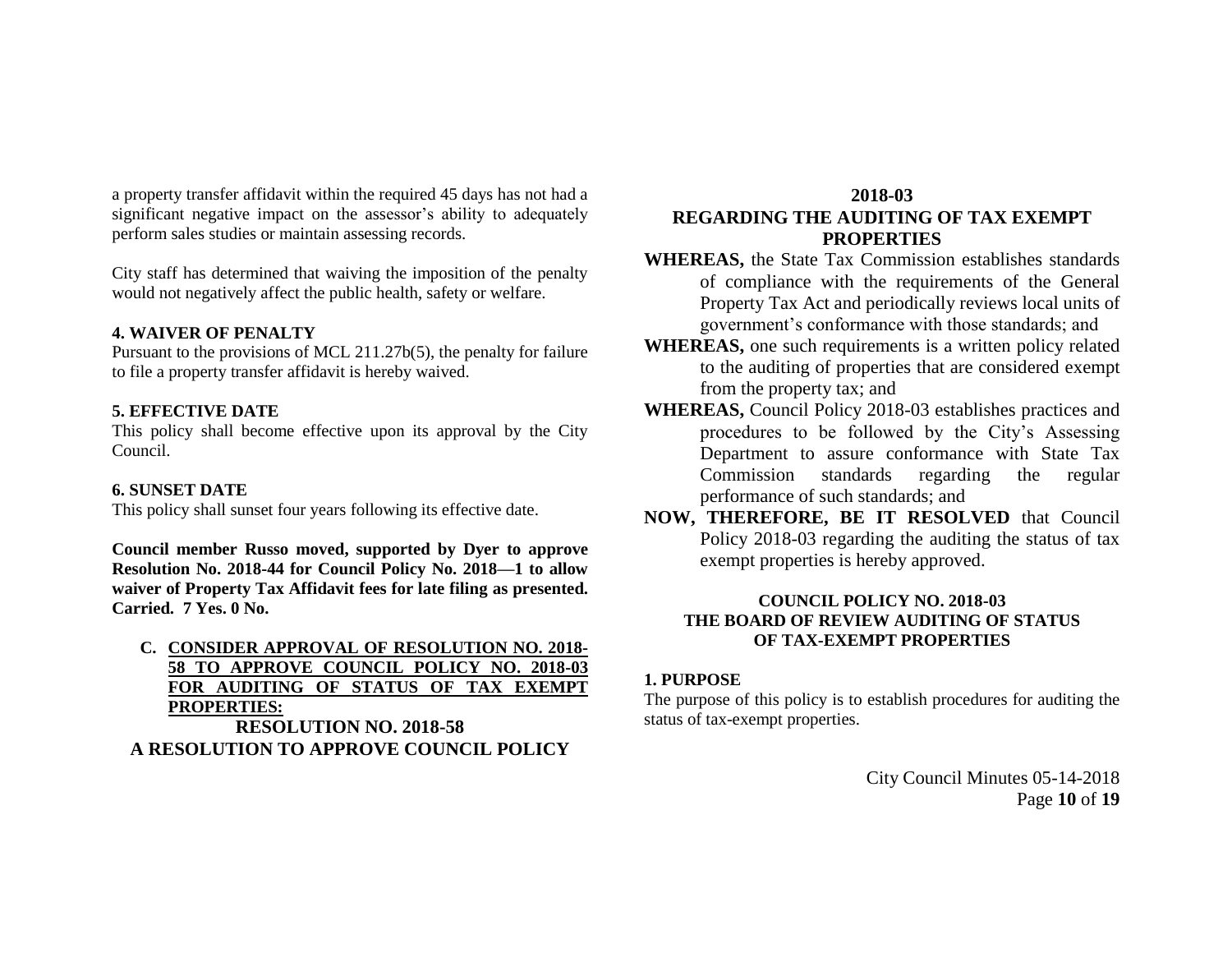a property transfer affidavit within the required 45 days has not had a significant negative impact on the assessor's ability to adequately perform sales studies or maintain assessing records.

City staff has determined that waiving the imposition of the penalty would not negatively affect the public health, safety or welfare.

**4. WAIVER OF PENALTY**

Pursuant to the provisions of MCL 211.27b(5), the penalty for failure to file a property transfer affidavit is hereby waived.

**5. EFFECTIVE DATE**

This policy shall become effective upon its approval by the City Council.

**6. SUNSET DATE**

This policy shall sunset four years following its effective date.

**Council member Russo moved, supported by Dyer to approve Resolution No. 2018-44 for Council Policy No. 2018—1 to allow waiver of Property Tax Affidavit fees for late filing as presented. Carried. 7 Yes. 0 No.**

**C. <u>CONSIDER APPROVAL OF RESOLUTION NO. 2018-58 TO APPROVE COUNCIL POLICY NO. 2018-03 FOR AUDITING OF STATUS OF TAX EXEMPT PROPERTIES:</u>**

**RESOLUTION NO. 2018-58**

**A RESOLUTION TO APPROVE COUNCIL POLICY 2018-03 REGARDING THE AUDITING OF TAX EXEMPT PROPERTIES**

**WHEREAS,** the State Tax Commission establishes standards of compliance with the requirements of the General Property Tax Act and periodically reviews local units of government's conformance with those standards; and

**WHEREAS,** one such requirements is a written policy related to the auditing of properties that are considered exempt from the property tax; and

**WHEREAS,** Council Policy 2018-03 establishes practices and procedures to be followed by the City's Assessing Department to assure conformance with State Tax Commission standards regarding the regular performance of such standards; and

**NOW, THEREFORE, BE IT RESOLVED** that Council Policy 2018-03 regarding the auditing the status of tax exempt properties is hereby approved.

**COUNCIL POLICY NO. 2018-03**
**THE BOARD OF REVIEW AUDITING OF STATUS OF TAX-EXEMPT PROPERTIES**

**1. PURPOSE**

The purpose of this policy is to establish procedures for auditing the status of tax-exempt properties.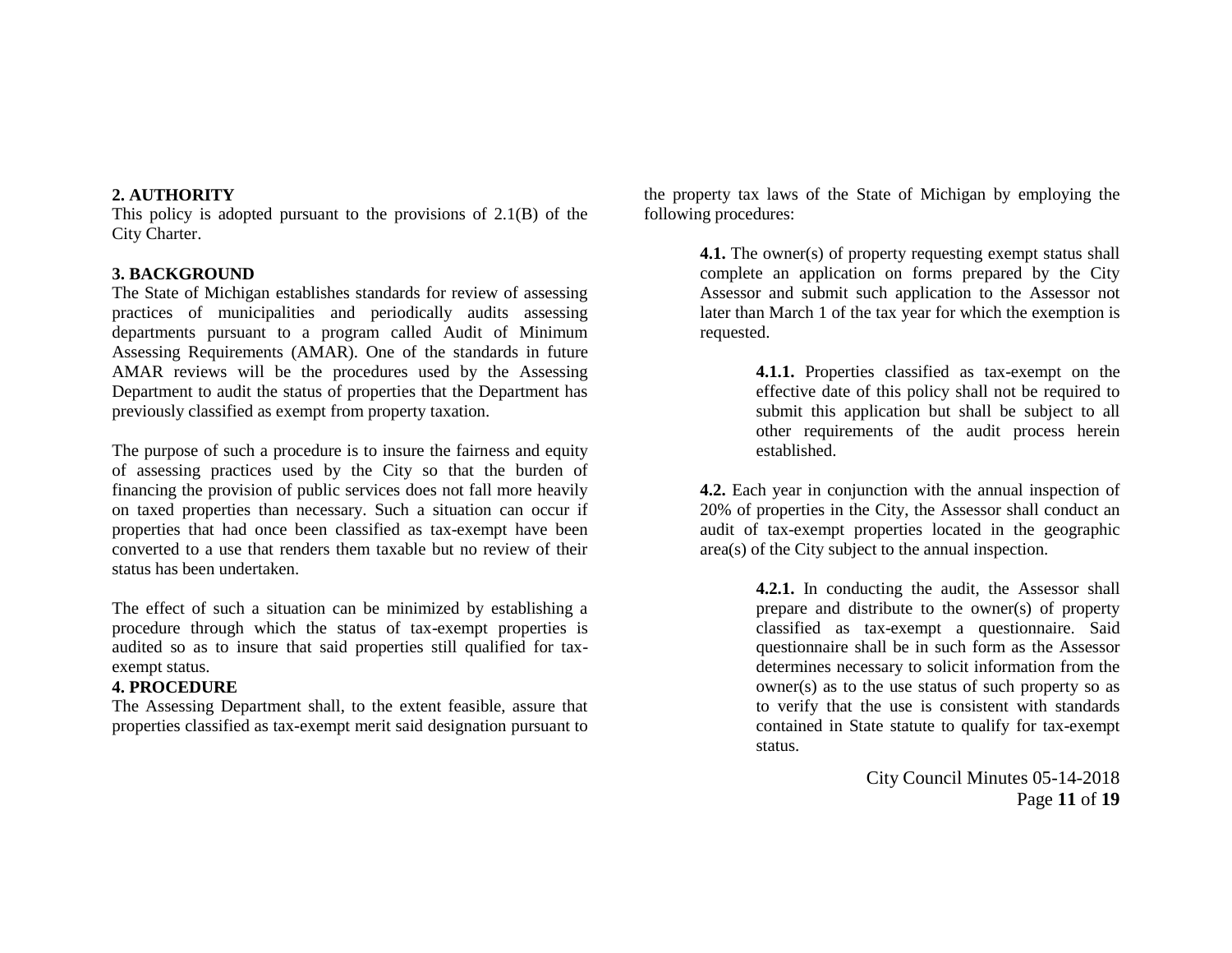**2. AUTHORITY**

This policy is adopted pursuant to the provisions of 2.1(B) of the City Charter.

**3. BACKGROUND**

The State of Michigan establishes standards for review of assessing practices of municipalities and periodically audits assessing departments pursuant to a program called Audit of Minimum Assessing Requirements (AMAR). One of the standards in future AMAR reviews will be the procedures used by the Assessing Department to audit the status of properties that the Department has previously classified as exempt from property taxation.

The purpose of such a procedure is to insure the fairness and equity of assessing practices used by the City so that the burden of financing the provision of public services does not fall more heavily on taxed properties than necessary. Such a situation can occur if properties that had once been classified as tax-exempt have been converted to a use that renders them taxable but no review of their status has been undertaken.

The effect of such a situation can be minimized by establishing a procedure through which the status of tax-exempt properties is audited so as to insure that said properties still qualified for tax-exempt status.

**4. PROCEDURE**

The Assessing Department shall, to the extent feasible, assure that properties classified as tax-exempt merit said designation pursuant to the property tax laws of the State of Michigan by employing the following procedures:

> **4.1.** The owner(s) of property requesting exempt status shall complete an application on forms prepared by the City Assessor and submit such application to the Assessor not later than March 1 of the tax year for which the exemption is requested.
>
> > **4.1.1.** Properties classified as tax-exempt on the effective date of this policy shall not be required to submit this application but shall be subject to all other requirements of the audit process herein established.
>
> **4.2.** Each year in conjunction with the annual inspection of 20% of properties in the City, the Assessor shall conduct an audit of tax-exempt properties located in the geographic area(s) of the City subject to the annual inspection.
>
> > **4.2.1.** In conducting the audit, the Assessor shall prepare and distribute to the owner(s) of property classified as tax-exempt a questionnaire. Said questionnaire shall be in such form as the Assessor determines necessary to solicit information from the owner(s) as to the use status of such property so as to verify that the use is consistent with standards contained in State statute to qualify for tax-exempt status.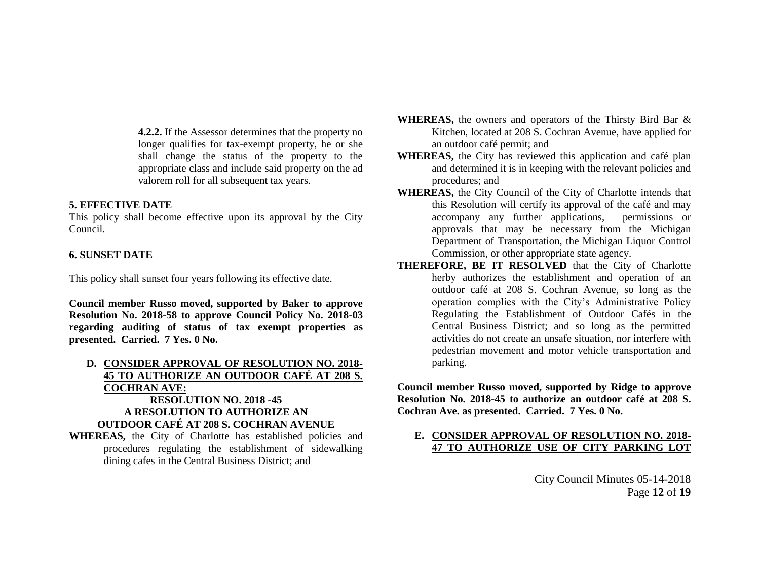**4.2.2.** If the Assessor determines that the property no longer qualifies for tax-exempt property, he or she shall change the status of the property to the appropriate class and include said property on the ad valorem roll for all subsequent tax years.

**5. EFFECTIVE DATE**

This policy shall become effective upon its approval by the City Council.

**6. SUNSET DATE**

This policy shall sunset four years following its effective date.

**Council member Russo moved, supported by Baker to approve Resolution No. 2018-58 to approve Council Policy No. 2018-03 regarding auditing of status of tax exempt properties as presented. Carried. 7 Yes. 0 No.**

**D. CONSIDER APPROVAL OF RESOLUTION NO. 2018-45 TO AUTHORIZE AN OUTDOOR CAFÉ AT 208 S. COCHRAN AVE:**

**RESOLUTION NO. 2018 -45**
**A RESOLUTION TO AUTHORIZE AN OUTDOOR CAFÉ AT 208 S. COCHRAN AVENUE**

**WHEREAS,** the City of Charlotte has established policies and procedures regulating the establishment of sidewalking dining cafes in the Central Business District; and

**WHEREAS,** the owners and operators of the Thirsty Bird Bar & Kitchen, located at 208 S. Cochran Avenue, have applied for an outdoor café permit; and

**WHEREAS,** the City has reviewed this application and café plan and determined it is in keeping with the relevant policies and procedures; and

**WHEREAS,** the City Council of the City of Charlotte intends that this Resolution will certify its approval of the café and may accompany any further applications, permissions or approvals that may be necessary from the Michigan Department of Transportation, the Michigan Liquor Control Commission, or other appropriate state agency.

**THEREFORE, BE IT RESOLVED** that the City of Charlotte herby authorizes the establishment and operation of an outdoor café at 208 S. Cochran Avenue, so long as the operation complies with the City's Administrative Policy Regulating the Establishment of Outdoor Cafés in the Central Business District; and so long as the permitted activities do not create an unsafe situation, nor interfere with pedestrian movement and motor vehicle transportation and parking.

**Council member Russo moved, supported by Ridge to approve Resolution No. 2018-45 to authorize an outdoor café at 208 S. Cochran Ave. as presented. Carried. 7 Yes. 0 No.**

**E. CONSIDER APPROVAL OF RESOLUTION NO. 2018-47 TO AUTHORIZE USE OF CITY PARKING LOT**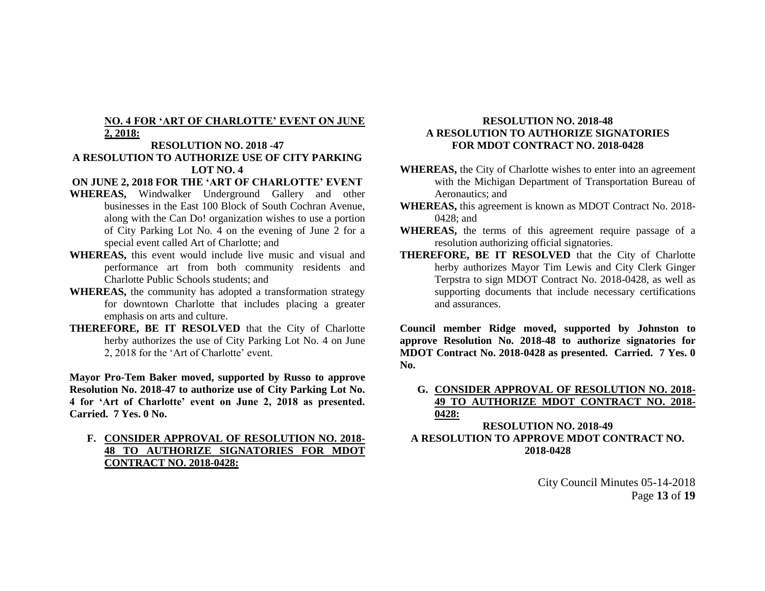**NO. 4 FOR 'ART OF CHARLOTTE' EVENT ON JUNE 2, 2018:**

**RESOLUTION NO. 2018 -47**
**A RESOLUTION TO AUTHORIZE USE OF CITY PARKING LOT NO. 4**
**ON JUNE 2, 2018 FOR THE 'ART OF CHARLOTTE' EVENT**

**WHEREAS,** Windwalker Underground Gallery and other businesses in the East 100 Block of South Cochran Avenue, along with the Can Do! organization wishes to use a portion of City Parking Lot No. 4 on the evening of June 2 for a special event called Art of Charlotte; and

**WHEREAS,** this event would include live music and visual and performance art from both community residents and Charlotte Public Schools students; and

**WHEREAS,** the community has adopted a transformation strategy for downtown Charlotte that includes placing a greater emphasis on arts and culture.

**THEREFORE, BE IT RESOLVED** that the City of Charlotte herby authorizes the use of City Parking Lot No. 4 on June 2, 2018 for the 'Art of Charlotte' event.

**Mayor Pro-Tem Baker moved, supported by Russo to approve Resolution No. 2018-47 to authorize use of City Parking Lot No. 4 for 'Art of Charlotte' event on June 2, 2018 as presented. Carried. 7 Yes. 0 No.**

**F. CONSIDER APPROVAL OF RESOLUTION NO. 2018-48 TO AUTHORIZE SIGNATORIES FOR MDOT CONTRACT NO. 2018-0428:**

**RESOLUTION NO. 2018-48**
**A RESOLUTION TO AUTHORIZE SIGNATORIES FOR MDOT CONTRACT NO. 2018-0428**

**WHEREAS,** the City of Charlotte wishes to enter into an agreement with the Michigan Department of Transportation Bureau of Aeronautics; and

**WHEREAS,** this agreement is known as MDOT Contract No. 2018-0428; and

**WHEREAS,** the terms of this agreement require passage of a resolution authorizing official signatories.

**THEREFORE, BE IT RESOLVED** that the City of Charlotte herby authorizes Mayor Tim Lewis and City Clerk Ginger Terpstra to sign MDOT Contract No. 2018-0428, as well as supporting documents that include necessary certifications and assurances.

**Council member Ridge moved, supported by Johnston to approve Resolution No. 2018-48 to authorize signatories for MDOT Contract No. 2018-0428 as presented. Carried. 7 Yes. 0 No.**

**G. CONSIDER APPROVAL OF RESOLUTION NO. 2018-49 TO AUTHORIZE MDOT CONTRACT NO. 2018-0428:**

**RESOLUTION NO. 2018-49**
**A RESOLUTION TO APPROVE MDOT CONTRACT NO. 2018-0428**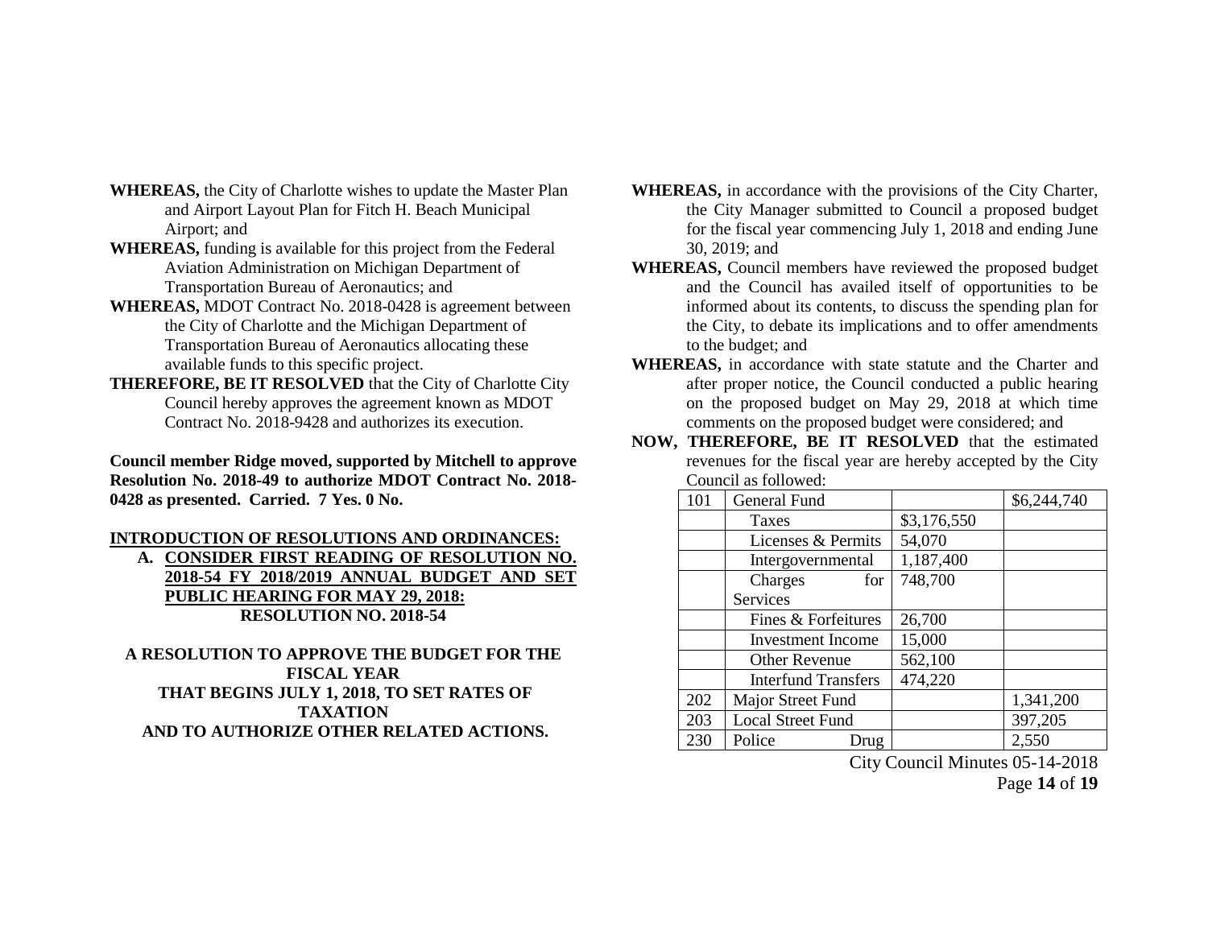**WHEREAS,** the City of Charlotte wishes to update the Master Plan and Airport Layout Plan for Fitch H. Beach Municipal Airport; and

**WHEREAS,** funding is available for this project from the Federal Aviation Administration on Michigan Department of Transportation Bureau of Aeronautics; and

**WHEREAS,** MDOT Contract No. 2018-0428 is agreement between the City of Charlotte and the Michigan Department of Transportation Bureau of Aeronautics allocating these available funds to this specific project.

**THEREFORE, BE IT RESOLVED** that the City of Charlotte City Council hereby approves the agreement known as MDOT Contract No. 2018-9428 and authorizes its execution.

**Council member Ridge moved, supported by Mitchell to approve Resolution No. 2018-49 to authorize MDOT Contract No. 2018-0428 as presented. Carried. 7 Yes. 0 No.**

**INTRODUCTION OF RESOLUTIONS AND ORDINANCES:**

**A. CONSIDER FIRST READING OF RESOLUTION NO. 2018-54 FY 2018/2019 ANNUAL BUDGET AND SET PUBLIC HEARING FOR MAY 29, 2018:**

**RESOLUTION NO. 2018-54**

**A RESOLUTION TO APPROVE THE BUDGET FOR THE FISCAL YEAR THAT BEGINS JULY 1, 2018, TO SET RATES OF TAXATION AND TO AUTHORIZE OTHER RELATED ACTIONS.**

**WHEREAS,** in accordance with the provisions of the City Charter, the City Manager submitted to Council a proposed budget for the fiscal year commencing July 1, 2018 and ending June 30, 2019; and

**WHEREAS,** Council members have reviewed the proposed budget and the Council has availed itself of opportunities to be informed about its contents, to discuss the spending plan for the City, to debate its implications and to offer amendments to the budget; and

**WHEREAS,** in accordance with state statute and the Charter and after proper notice, the Council conducted a public hearing on the proposed budget on May 29, 2018 at which time comments on the proposed budget were considered; and

**NOW, THEREFORE, BE IT RESOLVED** that the estimated revenues for the fiscal year are hereby accepted by the City Council as followed:

| | | | |
|---|---|---|---|
| 101 | General Fund | | $6,244,740 |
| | Taxes | $3,176,550 | |
| | Licenses & Permits | 54,070 | |
| | Intergovernmental | 1,187,400 | |
| | Charges for Services | 748,700 | |
| | Fines & Forfeitures | 26,700 | |
| | Investment Income | 15,000 | |
| | Other Revenue | 562,100 | |
| | Interfund Transfers | 474,220 | |
| 202 | Major Street Fund | | 1,341,200 |
| 203 | Local Street Fund | | 397,205 |
| 230 | Police Drug | | 2,550 |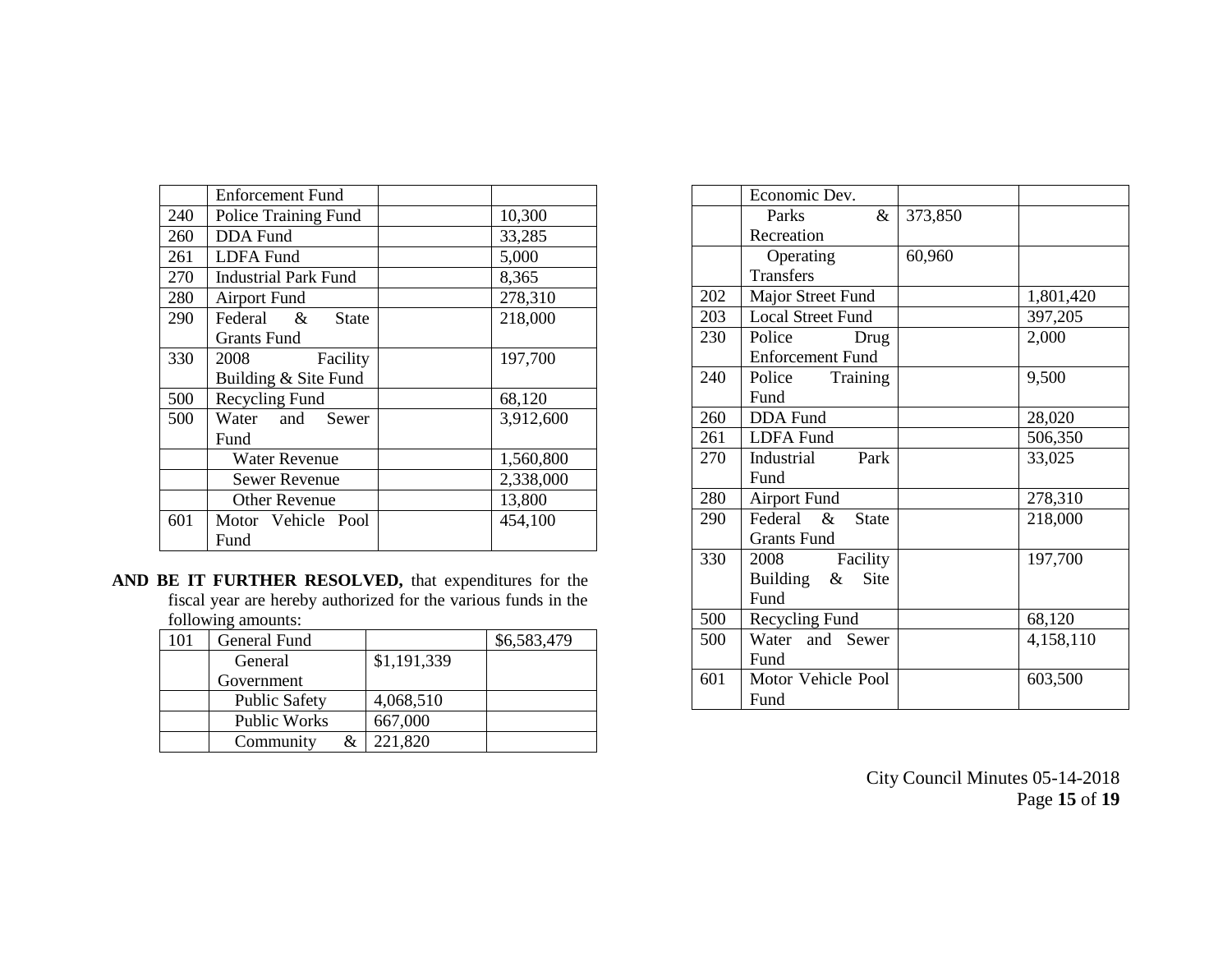|  | Enforcement Fund |  |  |
|---|---|---|---|
| 240 | Police Training Fund |  | 10,300 |
| 260 | DDA Fund |  | 33,285 |
| 261 | LDFA Fund |  | 5,000 |
| 270 | Industrial Park Fund |  | 8,365 |
| 280 | Airport Fund |  | 278,310 |
| 290 | Federal & State Grants Fund |  | 218,000 |
| 330 | 2008 Facility Building & Site Fund |  | 197,700 |
| 500 | Recycling Fund |  | 68,120 |
| 500 | Water and Sewer Fund |  | 3,912,600 |
|  | Water Revenue |  | 1,560,800 |
|  | Sewer Revenue |  | 2,338,000 |
|  | Other Revenue |  | 13,800 |
| 601 | Motor Vehicle Pool Fund |  | 454,100 |

**AND BE IT FURTHER RESOLVED,** that expenditures for the fiscal year are hereby authorized for the various funds in the following amounts:

| 101 | General Fund |  | $6,583,479 |
|---|---|---|---|
|  | General Government | $1,191,339 |  |
|  | Public Safety | 4,068,510 |  |
|  | Public Works | 667,000 |  |
|  | Community & Economic Dev. | 221,820 |  |
|  | Parks & Recreation | 373,850 |  |
|  | Operating Transfers | 60,960 |  |
| 202 | Major Street Fund |  | 1,801,420 |
| 203 | Local Street Fund |  | 397,205 |
| 230 | Police Drug Enforcement Fund |  | 2,000 |
| 240 | Police Training Fund |  | 9,500 |
| 260 | DDA Fund |  | 28,020 |
| 261 | LDFA Fund |  | 506,350 |
| 270 | Industrial Park Fund |  | 33,025 |
| 280 | Airport Fund |  | 278,310 |
| 290 | Federal & State Grants Fund |  | 218,000 |
| 330 | 2008 Facility Building & Site Fund |  | 197,700 |
| 500 | Recycling Fund |  | 68,120 |
| 500 | Water and Sewer Fund |  | 4,158,110 |
| 601 | Motor Vehicle Pool Fund |  | 603,500 |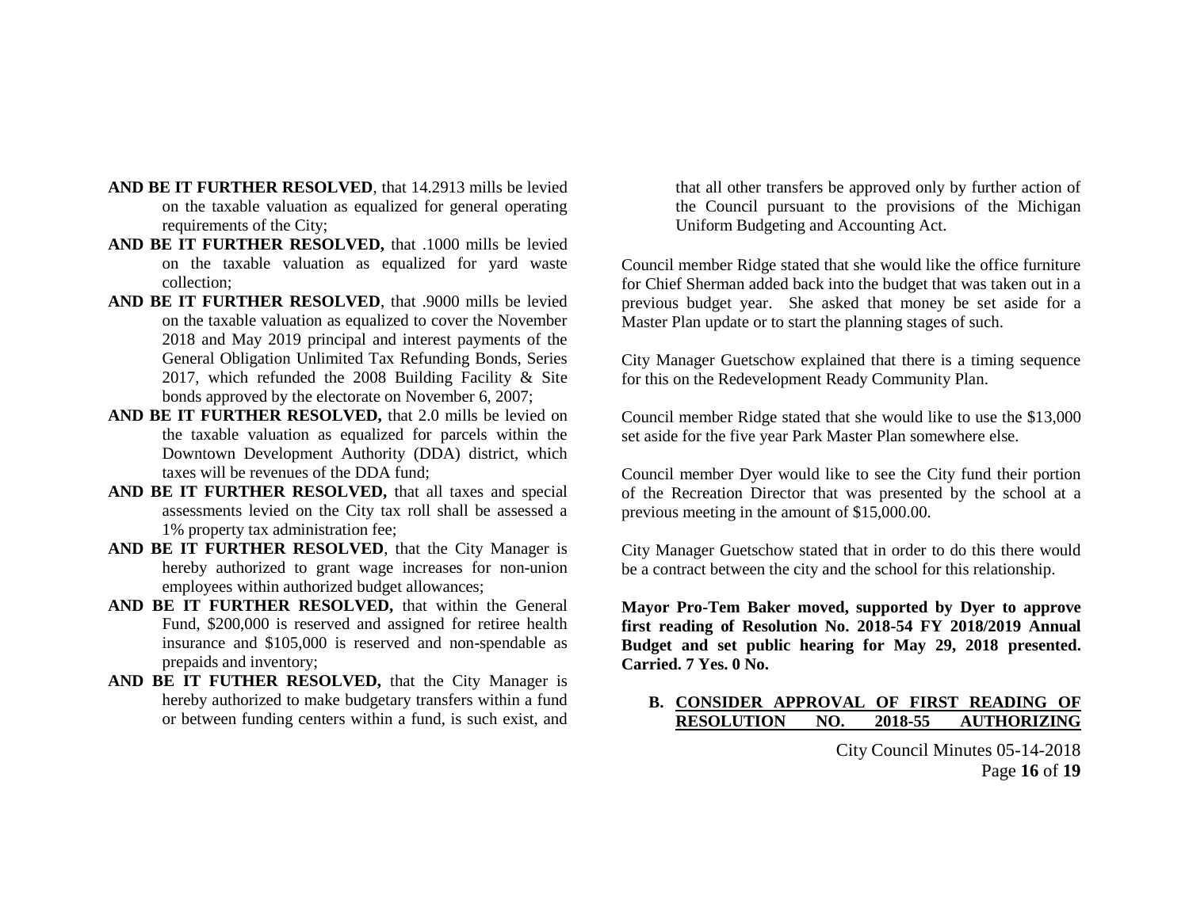**AND BE IT FURTHER RESOLVED**, that 14.2913 mills be levied on the taxable valuation as equalized for general operating requirements of the City;

**AND BE IT FURTHER RESOLVED,** that .1000 mills be levied on the taxable valuation as equalized for yard waste collection;

**AND BE IT FURTHER RESOLVED**, that .9000 mills be levied on the taxable valuation as equalized to cover the November 2018 and May 2019 principal and interest payments of the General Obligation Unlimited Tax Refunding Bonds, Series 2017, which refunded the 2008 Building Facility & Site bonds approved by the electorate on November 6, 2007;

**AND BE IT FURTHER RESOLVED,** that 2.0 mills be levied on the taxable valuation as equalized for parcels within the Downtown Development Authority (DDA) district, which taxes will be revenues of the DDA fund;

**AND BE IT FURTHER RESOLVED,** that all taxes and special assessments levied on the City tax roll shall be assessed a 1% property tax administration fee;

**AND BE IT FURTHER RESOLVED**, that the City Manager is hereby authorized to grant wage increases for non-union employees within authorized budget allowances;

**AND BE IT FURTHER RESOLVED,** that within the General Fund, \$200,000 is reserved and assigned for retiree health insurance and \$105,000 is reserved and non-spendable as prepaids and inventory;

**AND BE IT FUTHER RESOLVED,** that the City Manager is hereby authorized to make budgetary transfers within a fund or between funding centers within a fund, is such exist, and that all other transfers be approved only by further action of the Council pursuant to the provisions of the Michigan Uniform Budgeting and Accounting Act.

Council member Ridge stated that she would like the office furniture for Chief Sherman added back into the budget that was taken out in a previous budget year. She asked that money be set aside for a Master Plan update or to start the planning stages of such.

City Manager Guetschow explained that there is a timing sequence for this on the Redevelopment Ready Community Plan.

Council member Ridge stated that she would like to use the \$13,000 set aside for the five year Park Master Plan somewhere else.

Council member Dyer would like to see the City fund their portion of the Recreation Director that was presented by the school at a previous meeting in the amount of \$15,000.00.

City Manager Guetschow stated that in order to do this there would be a contract between the city and the school for this relationship.

**Mayor Pro-Tem Baker moved, supported by Dyer to approve first reading of Resolution No. 2018-54 FY 2018/2019 Annual Budget and set public hearing for May 29, 2018 presented. Carried. 7 Yes. 0 No.**

**B. <u>CONSIDER APPROVAL OF FIRST READING OF RESOLUTION NO. 2018-55 AUTHORIZING</u>**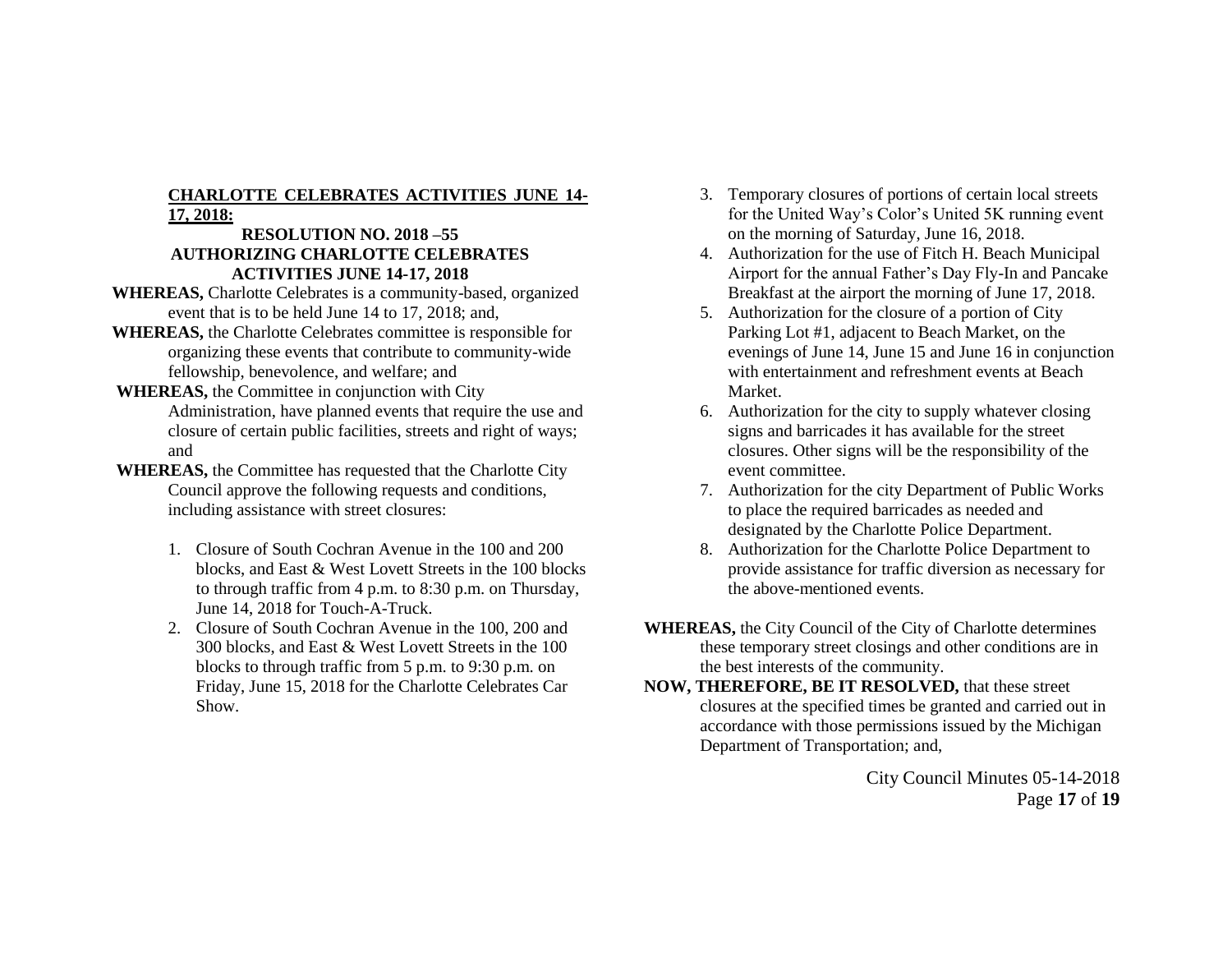**CHARLOTTE CELEBRATES ACTIVITIES JUNE 14-17, 2018:**

**RESOLUTION NO. 2018 –55**
**AUTHORIZING CHARLOTTE CELEBRATES ACTIVITIES JUNE 14-17, 2018**

**WHEREAS,** Charlotte Celebrates is a community-based, organized event that is to be held June 14 to 17, 2018; and,

**WHEREAS,** the Charlotte Celebrates committee is responsible for organizing these events that contribute to community-wide fellowship, benevolence, and welfare; and

**WHEREAS,** the Committee in conjunction with City Administration, have planned events that require the use and closure of certain public facilities, streets and right of ways; and

**WHEREAS,** the Committee has requested that the Charlotte City Council approve the following requests and conditions, including assistance with street closures:

1. Closure of South Cochran Avenue in the 100 and 200 blocks, and East & West Lovett Streets in the 100 blocks to through traffic from 4 p.m. to 8:30 p.m. on Thursday, June 14, 2018 for Touch-A-Truck.
2. Closure of South Cochran Avenue in the 100, 200 and 300 blocks, and East & West Lovett Streets in the 100 blocks to through traffic from 5 p.m. to 9:30 p.m. on Friday, June 15, 2018 for the Charlotte Celebrates Car Show.
3. Temporary closures of portions of certain local streets for the United Way's Color's United 5K running event on the morning of Saturday, June 16, 2018.
4. Authorization for the use of Fitch H. Beach Municipal Airport for the annual Father's Day Fly-In and Pancake Breakfast at the airport the morning of June 17, 2018.
5. Authorization for the closure of a portion of City Parking Lot #1, adjacent to Beach Market, on the evenings of June 14, June 15 and June 16 in conjunction with entertainment and refreshment events at Beach Market.
6. Authorization for the city to supply whatever closing signs and barricades it has available for the street closures. Other signs will be the responsibility of the event committee.
7. Authorization for the city Department of Public Works to place the required barricades as needed and designated by the Charlotte Police Department.
8. Authorization for the Charlotte Police Department to provide assistance for traffic diversion as necessary for the above-mentioned events.

**WHEREAS,** the City Council of the City of Charlotte determines these temporary street closings and other conditions are in the best interests of the community.

**NOW, THEREFORE, BE IT RESOLVED,** that these street closures at the specified times be granted and carried out in accordance with those permissions issued by the Michigan Department of Transportation; and,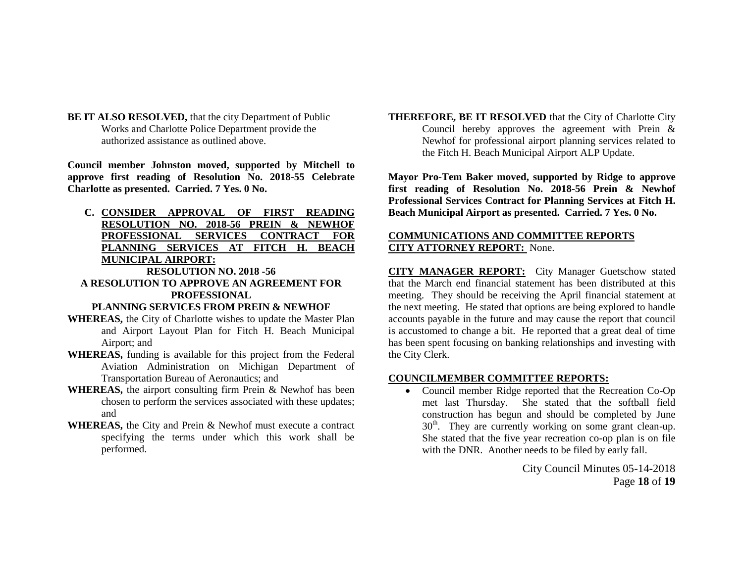**BE IT ALSO RESOLVED,** that the city Department of Public Works and Charlotte Police Department provide the authorized assistance as outlined above.

**Council member Johnston moved, supported by Mitchell to approve first reading of Resolution No. 2018-55 Celebrate Charlotte as presented. Carried. 7 Yes. 0 No.**

**C. <u>CONSIDER APPROVAL OF FIRST READING RESOLUTION NO. 2018-56 PREIN & NEWHOF PROFESSIONAL SERVICES CONTRACT FOR PLANNING SERVICES AT FITCH H. BEACH MUNICIPAL AIRPORT:</u>**

**RESOLUTION NO. 2018 -56**

**A RESOLUTION TO APPROVE AN AGREEMENT FOR PROFESSIONAL PLANNING SERVICES FROM PREIN & NEWHOF**

**WHEREAS,** the City of Charlotte wishes to update the Master Plan and Airport Layout Plan for Fitch H. Beach Municipal Airport; and

**WHEREAS,** funding is available for this project from the Federal Aviation Administration on Michigan Department of Transportation Bureau of Aeronautics; and

**WHEREAS,** the airport consulting firm Prein & Newhof has been chosen to perform the services associated with these updates; and

**WHEREAS,** the City and Prein & Newhof must execute a contract specifying the terms under which this work shall be performed.

**THEREFORE, BE IT RESOLVED** that the City of Charlotte City Council hereby approves the agreement with Prein & Newhof for professional airport planning services related to the Fitch H. Beach Municipal Airport ALP Update.

**Mayor Pro-Tem Baker moved, supported by Ridge to approve first reading of Resolution No. 2018-56 Prein & Newhof Professional Services Contract for Planning Services at Fitch H. Beach Municipal Airport as presented. Carried. 7 Yes. 0 No.**

**<u>COMMUNICATIONS AND COMMITTEE REPORTS</u>**

**<u>CITY ATTORNEY REPORT:</u>** None.

**<u>CITY MANAGER REPORT:</u>** City Manager Guetschow stated that the March end financial statement has been distributed at this meeting. They should be receiving the April financial statement at the next meeting. He stated that options are being explored to handle accounts payable in the future and may cause the report that council is accustomed to change a bit. He reported that a great deal of time has been spent focusing on banking relationships and investing with the City Clerk.

**<u>COUNCILMEMBER COMMITTEE REPORTS:</u>**

- Council member Ridge reported that the Recreation Co-Op met last Thursday. She stated that the softball field construction has begun and should be completed by June 30th. They are currently working on some grant clean-up. She stated that the five year recreation co-op plan is on file with the DNR. Another needs to be filed by early fall.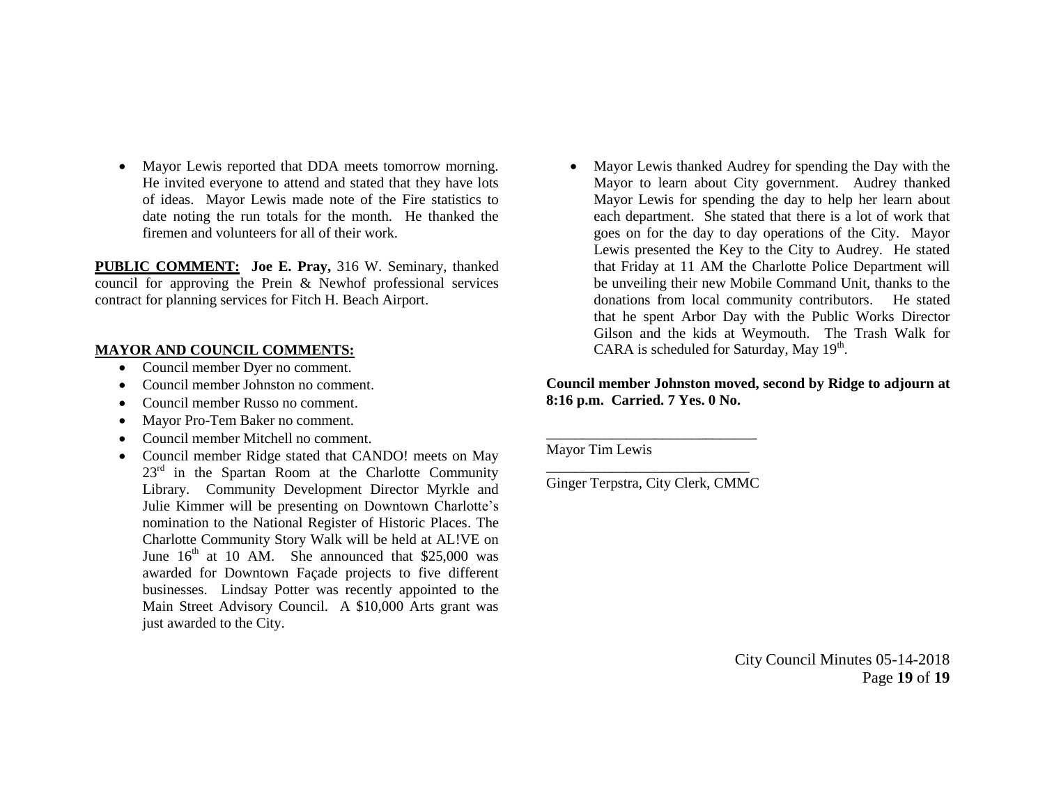- Mayor Lewis reported that DDA meets tomorrow morning. He invited everyone to attend and stated that they have lots of ideas. Mayor Lewis made note of the Fire statistics to date noting the run totals for the month. He thanked the firemen and volunteers for all of their work.

**PUBLIC COMMENT:** **Joe E. Pray,** 316 W. Seminary, thanked council for approving the Prein & Newhof professional services contract for planning services for Fitch H. Beach Airport.

**MAYOR AND COUNCIL COMMENTS:**

- Council member Dyer no comment.
- Council member Johnston no comment.
- Council member Russo no comment.
- Mayor Pro-Tem Baker no comment.
- Council member Mitchell no comment.
- Council member Ridge stated that CANDO! meets on May 23rd in the Spartan Room at the Charlotte Community Library. Community Development Director Myrkle and Julie Kimmer will be presenting on Downtown Charlotte's nomination to the National Register of Historic Places. The Charlotte Community Story Walk will be held at AL!VE on June 16th at 10 AM. She announced that $25,000 was awarded for Downtown Façade projects to five different businesses. Lindsay Potter was recently appointed to the Main Street Advisory Council. A $10,000 Arts grant was just awarded to the City.
- Mayor Lewis thanked Audrey for spending the Day with the Mayor to learn about City government. Audrey thanked Mayor Lewis for spending the day to help her learn about each department. She stated that there is a lot of work that goes on for the day to day operations of the City. Mayor Lewis presented the Key to the City to Audrey. He stated that Friday at 11 AM the Charlotte Police Department will be unveiling their new Mobile Command Unit, thanks to the donations from local community contributors. He stated that he spent Arbor Day with the Public Works Director Gilson and the kids at Weymouth. The Trash Walk for CARA is scheduled for Saturday, May 19th.

**Council member Johnston moved, second by Ridge to adjourn at 8:16 p.m. Carried. 7 Yes. 0 No.**

\_\_\_\_\_\_\_\_\_\_\_\_\_\_\_\_\_\_\_\_\_\_\_\_\_\_\_\_\_\_

Mayor Tim Lewis

\_\_\_\_\_\_\_\_\_\_\_\_\_\_\_\_\_\_\_\_\_\_\_\_\_\_\_\_\_\_

Ginger Terpstra, City Clerk, CMMC